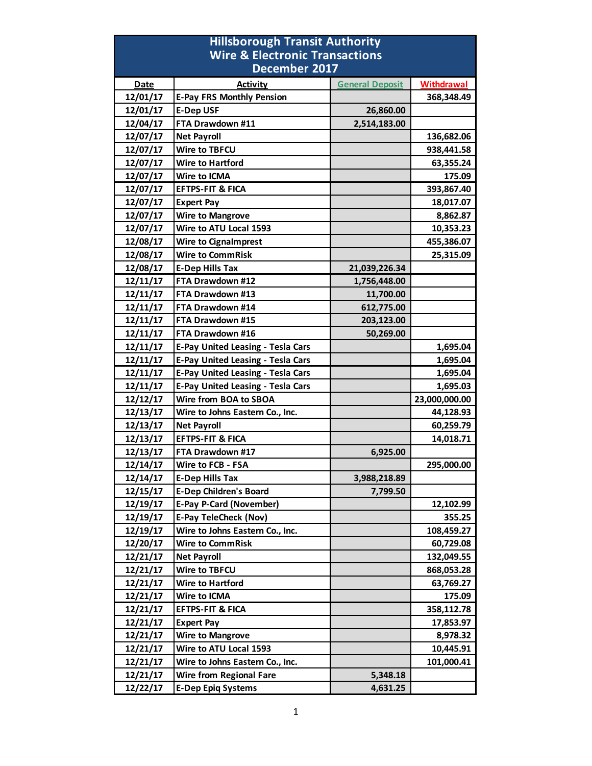# Hillsborough Transit Authority
## Wire & Electronic Transactions
## December 2017

| Date | Activity | General Deposit | Withdrawal |
|---|---|---|---|
| 12/01/17 | E-Pay FRS Monthly Pension | | 368,348.49 |
| 12/01/17 | E-Dep USF | 26,860.00 | |
| 12/04/17 | FTA Drawdown #11 | 2,514,183.00 | |
| 12/07/17 | Net Payroll | | 136,682.06 |
| 12/07/17 | Wire to TBFCU | | 938,441.58 |
| 12/07/17 | Wire to Hartford | | 63,355.24 |
| 12/07/17 | Wire to ICMA | | 175.09 |
| 12/07/17 | EFTPS-FIT & FICA | | 393,867.40 |
| 12/07/17 | Expert Pay | | 18,017.07 |
| 12/07/17 | Wire to Mangrove | | 8,862.87 |
| 12/07/17 | Wire to ATU Local 1593 | | 10,353.23 |
| 12/08/17 | Wire to CignaImprest | | 455,386.07 |
| 12/08/17 | Wire to CommRisk | | 25,315.09 |
| 12/08/17 | E-Dep Hills Tax | 21,039,226.34 | |
| 12/11/17 | FTA Drawdown #12 | 1,756,448.00 | |
| 12/11/17 | FTA Drawdown #13 | 11,700.00 | |
| 12/11/17 | FTA Drawdown #14 | 612,775.00 | |
| 12/11/17 | FTA Drawdown #15 | 203,123.00 | |
| 12/11/17 | FTA Drawdown #16 | 50,269.00 | |
| 12/11/17 | E-Pay United Leasing - Tesla Cars | | 1,695.04 |
| 12/11/17 | E-Pay United Leasing - Tesla Cars | | 1,695.04 |
| 12/11/17 | E-Pay United Leasing - Tesla Cars | | 1,695.04 |
| 12/11/17 | E-Pay United Leasing - Tesla Cars | | 1,695.03 |
| 12/12/17 | Wire from BOA to SBOA | | 23,000,000.00 |
| 12/13/17 | Wire to Johns Eastern Co., Inc. | | 44,128.93 |
| 12/13/17 | Net Payroll | | 60,259.79 |
| 12/13/17 | EFTPS-FIT & FICA | | 14,018.71 |
| 12/13/17 | FTA Drawdown #17 | 6,925.00 | |
| 12/14/17 | Wire to FCB - FSA | | 295,000.00 |
| 12/14/17 | E-Dep Hills Tax | 3,988,218.89 | |
| 12/15/17 | E-Dep Children's Board | 7,799.50 | |
| 12/19/17 | E-Pay P-Card (November) | | 12,102.99 |
| 12/19/17 | E-Pay TeleCheck (Nov) | | 355.25 |
| 12/19/17 | Wire to Johns Eastern Co., Inc. | | 108,459.27 |
| 12/20/17 | Wire to CommRisk | | 60,729.08 |
| 12/21/17 | Net Payroll | | 132,049.55 |
| 12/21/17 | Wire to TBFCU | | 868,053.28 |
| 12/21/17 | Wire to Hartford | | 63,769.27 |
| 12/21/17 | Wire to ICMA | | 175.09 |
| 12/21/17 | EFTPS-FIT & FICA | | 358,112.78 |
| 12/21/17 | Expert Pay | | 17,853.97 |
| 12/21/17 | Wire to Mangrove | | 8,978.32 |
| 12/21/17 | Wire to ATU Local 1593 | | 10,445.91 |
| 12/21/17 | Wire to Johns Eastern Co., Inc. | | 101,000.41 |
| 12/21/17 | Wire from Regional Fare | 5,348.18 | |
| 12/22/17 | E-Dep Epiq Systems | 4,631.25 | |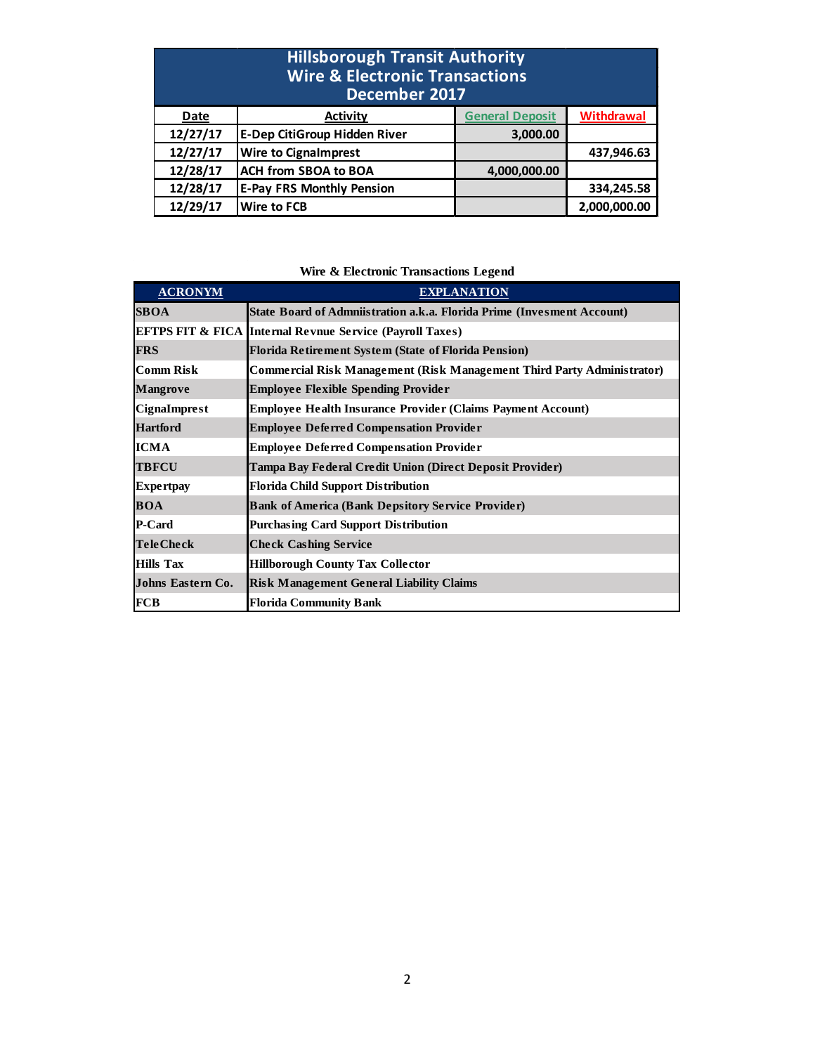## Hillsborough Transit Authority
## Wire & Electronic Transactions
## December 2017

| Date | Activity | General Deposit | Withdrawal |
|---|---|---|---|
| 12/27/17 | E-Dep CitiGroup Hidden River | 3,000.00 | |
| 12/27/17 | Wire to CignaImprest | | 437,946.63 |
| 12/28/17 | ACH from SBOA to BOA | 4,000,000.00 | |
| 12/28/17 | E-Pay FRS Monthly Pension | | 334,245.58 |
| 12/29/17 | Wire to FCB | | 2,000,000.00 |

**Wire & Electronic Transactions Legend**

| ACRONYM | EXPLANATION |
|---|---|
| SBOA | State Board of Admniistration a.k.a. Florida Prime (Invesment Account) |
| EFTPS FIT & FICA | Internal Revnue Service (Payroll Taxes) |
| FRS | Florida Retirement System (State of Florida Pension) |
| Comm Risk | Commercial Risk Management (Risk Management Third Party Administrator) |
| Mangrove | Employee Flexible Spending Provider |
| CignaImprest | Employee Health Insurance Provider (Claims Payment Account) |
| Hartford | Employee Deferred Compensation Provider |
| ICMA | Employee Deferred Compensation Provider |
| TBFCU | Tampa Bay Federal Credit Union (Direct Deposit Provider) |
| Expertpay | Florida Child Support Distribution |
| BOA | Bank of America (Bank Depsitory Service Provider) |
| P-Card | Purchasing Card Support Distribution |
| TeleCheck | Check Cashing Service |
| Hills Tax | Hillborough County Tax Collector |
| Johns Eastern Co. | Risk Management General Liability Claims |
| FCB | Florida Community Bank |